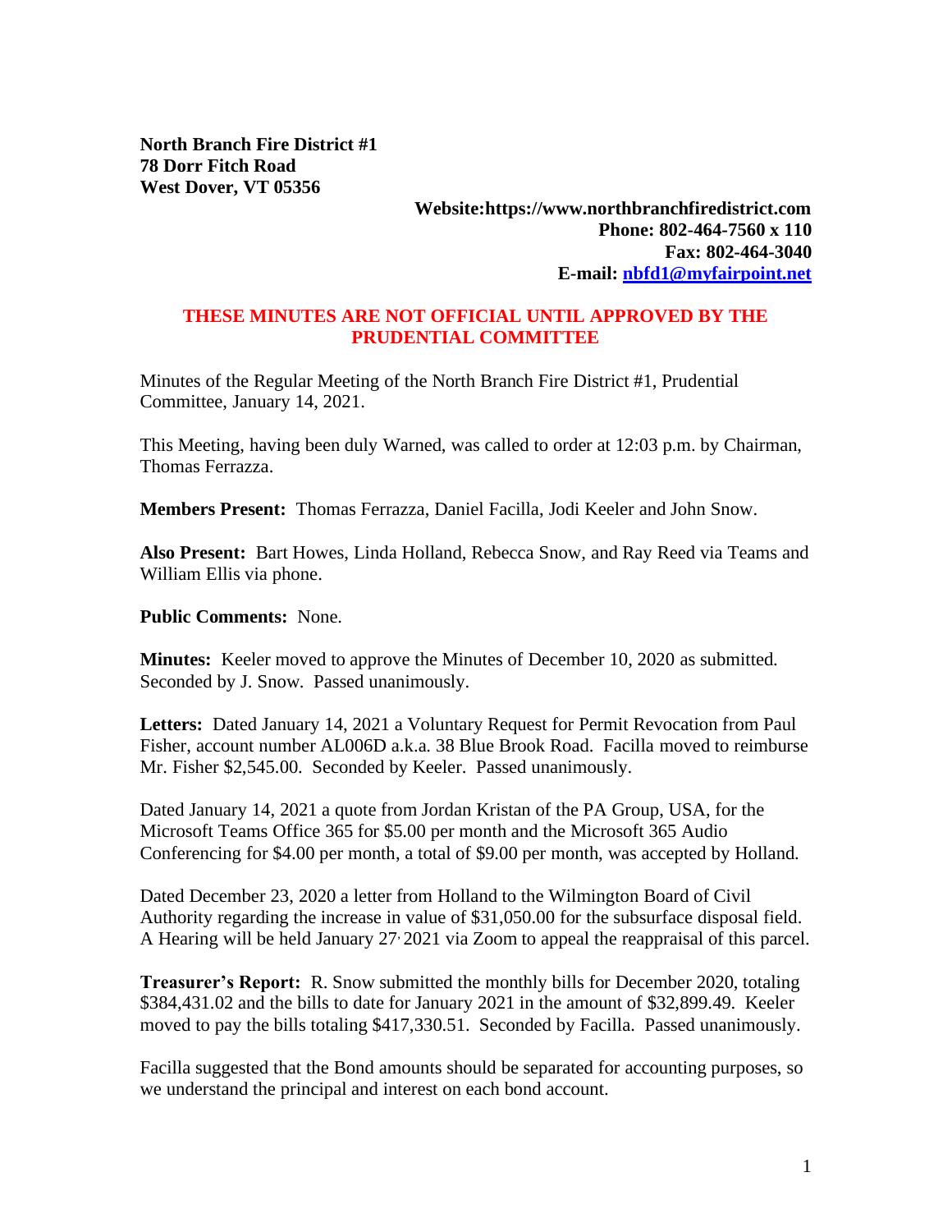**North Branch Fire District #1**
**78 Dorr Fitch Road**
**West Dover, VT 05356**

**Website:https://www.northbranchfiredistrict.com**
**Phone: 802-464-7560 x 110**
**Fax: 802-464-3040**
**E-mail: [nbfd1@myfairpoint.net](mailto:nbfd1@myfairpoint.net)**

**THESE MINUTES ARE NOT OFFICIAL UNTIL APPROVED BY THE PRUDENTIAL COMMITTEE**

Minutes of the Regular Meeting of the North Branch Fire District #1, Prudential Committee, January 14, 2021.

This Meeting, having been duly Warned, was called to order at 12:03 p.m. by Chairman, Thomas Ferrazza.

**Members Present:** Thomas Ferrazza, Daniel Facilla, Jodi Keeler and John Snow.

**Also Present:** Bart Howes, Linda Holland, Rebecca Snow, and Ray Reed via Teams and William Ellis via phone.

**Public Comments:** None.

**Minutes:** Keeler moved to approve the Minutes of December 10, 2020 as submitted. Seconded by J. Snow. Passed unanimously.

**Letters:** Dated January 14, 2021 a Voluntary Request for Permit Revocation from Paul Fisher, account number AL006D a.k.a. 38 Blue Brook Road. Facilla moved to reimburse Mr. Fisher $2,545.00. Seconded by Keeler. Passed unanimously.

Dated January 14, 2021 a quote from Jordan Kristan of the PA Group, USA, for the Microsoft Teams Office 365 for $5.00 per month and the Microsoft 365 Audio Conferencing for $4.00 per month, a total of $9.00 per month, was accepted by Holland.

Dated December 23, 2020 a letter from Holland to the Wilmington Board of Civil Authority regarding the increase in value of $31,050.00 for the subsurface disposal field. A Hearing will be held January 27, 2021 via Zoom to appeal the reappraisal of this parcel.

**Treasurer's Report:** R. Snow submitted the monthly bills for December 2020, totaling $384,431.02 and the bills to date for January 2021 in the amount of $32,899.49. Keeler moved to pay the bills totaling $417,330.51. Seconded by Facilla. Passed unanimously.

Facilla suggested that the Bond amounts should be separated for accounting purposes, so we understand the principal and interest on each bond account.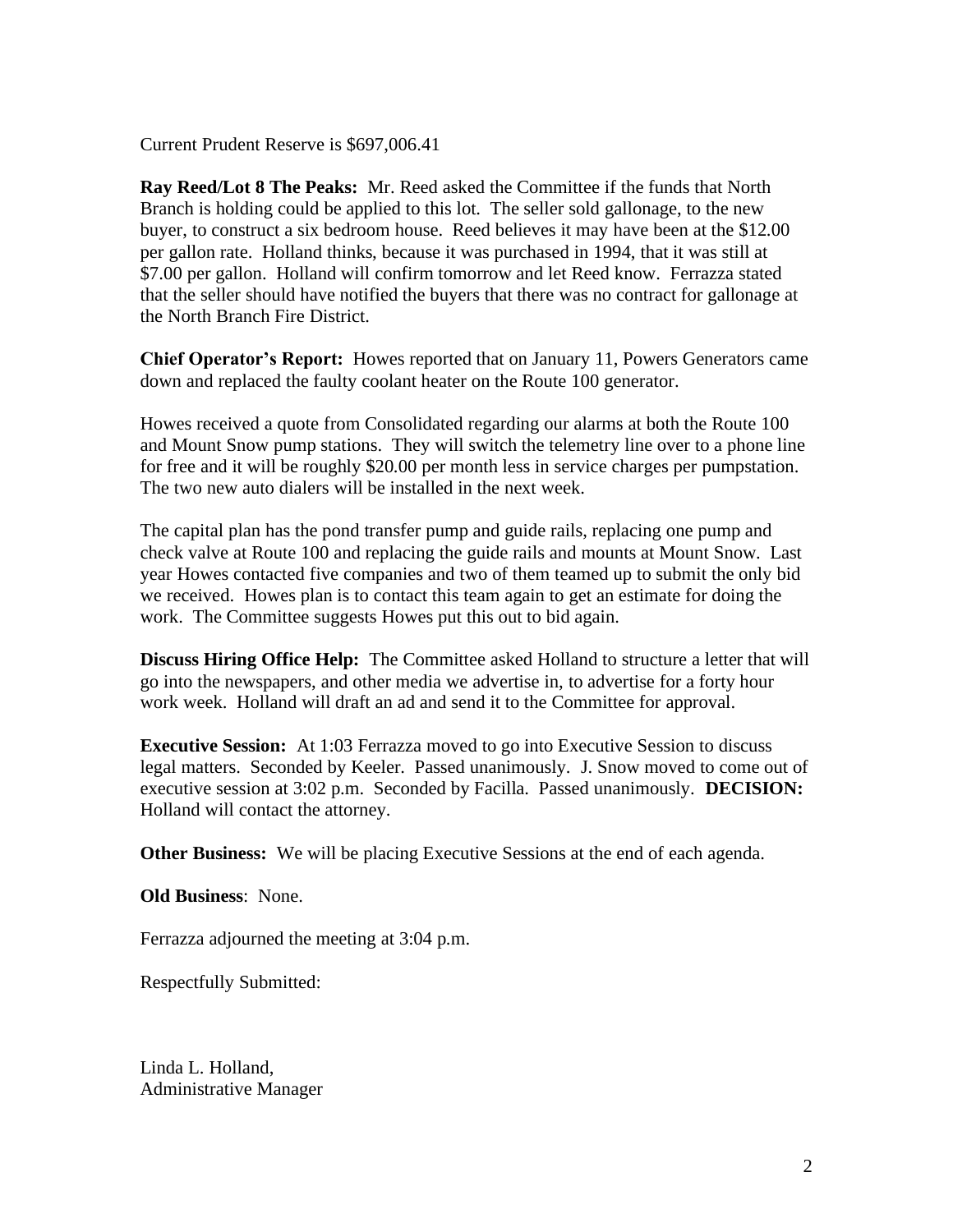Current Prudent Reserve is $697,006.41

**Ray Reed/Lot 8 The Peaks:** Mr. Reed asked the Committee if the funds that North Branch is holding could be applied to this lot. The seller sold gallonage, to the new buyer, to construct a six bedroom house. Reed believes it may have been at the $12.00 per gallon rate. Holland thinks, because it was purchased in 1994, that it was still at $7.00 per gallon. Holland will confirm tomorrow and let Reed know. Ferrazza stated that the seller should have notified the buyers that there was no contract for gallonage at the North Branch Fire District.

**Chief Operator's Report:** Howes reported that on January 11, Powers Generators came down and replaced the faulty coolant heater on the Route 100 generator.

Howes received a quote from Consolidated regarding our alarms at both the Route 100 and Mount Snow pump stations. They will switch the telemetry line over to a phone line for free and it will be roughly $20.00 per month less in service charges per pumpstation. The two new auto dialers will be installed in the next week.

The capital plan has the pond transfer pump and guide rails, replacing one pump and check valve at Route 100 and replacing the guide rails and mounts at Mount Snow. Last year Howes contacted five companies and two of them teamed up to submit the only bid we received. Howes plan is to contact this team again to get an estimate for doing the work. The Committee suggests Howes put this out to bid again.

**Discuss Hiring Office Help:** The Committee asked Holland to structure a letter that will go into the newspapers, and other media we advertise in, to advertise for a forty hour work week. Holland will draft an ad and send it to the Committee for approval.

**Executive Session:** At 1:03 Ferrazza moved to go into Executive Session to discuss legal matters. Seconded by Keeler. Passed unanimously. J. Snow moved to come out of executive session at 3:02 p.m. Seconded by Facilla. Passed unanimously. **DECISION:** Holland will contact the attorney.

**Other Business:** We will be placing Executive Sessions at the end of each agenda.

**Old Business**: None.

Ferrazza adjourned the meeting at 3:04 p.m.

Respectfully Submitted:

Linda L. Holland,
Administrative Manager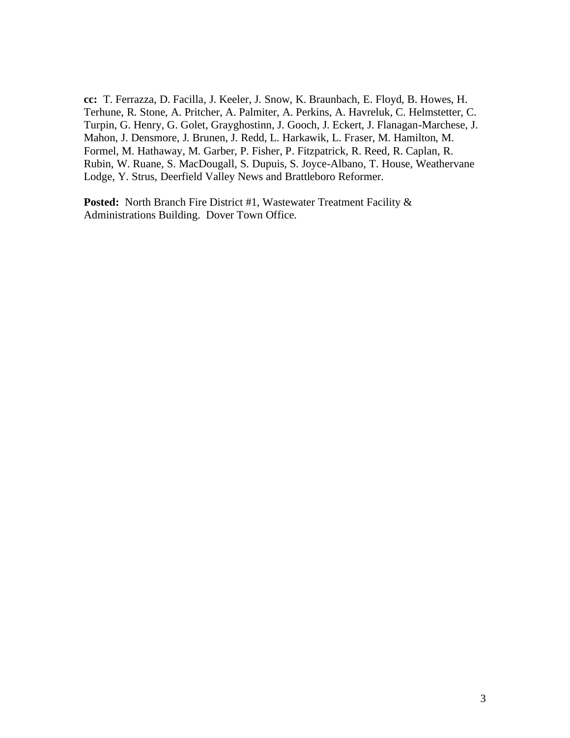**cc:** T. Ferrazza, D. Facilla, J. Keeler, J. Snow, K. Braunbach, E. Floyd, B. Howes, H. Terhune, R. Stone, A. Pritcher, A. Palmiter, A. Perkins, A. Havreluk, C. Helmstetter, C. Turpin, G. Henry, G. Golet, Grayghostinn, J. Gooch, J. Eckert, J. Flanagan-Marchese, J. Mahon, J. Densmore, J. Brunen, J. Redd, L. Harkawik, L. Fraser, M. Hamilton, M. Formel, M. Hathaway, M. Garber, P. Fisher, P. Fitzpatrick, R. Reed, R. Caplan, R. Rubin, W. Ruane, S. MacDougall, S. Dupuis, S. Joyce-Albano, T. House, Weathervane Lodge, Y. Strus, Deerfield Valley News and Brattleboro Reformer.

**Posted:** North Branch Fire District #1, Wastewater Treatment Facility & Administrations Building. Dover Town Office.